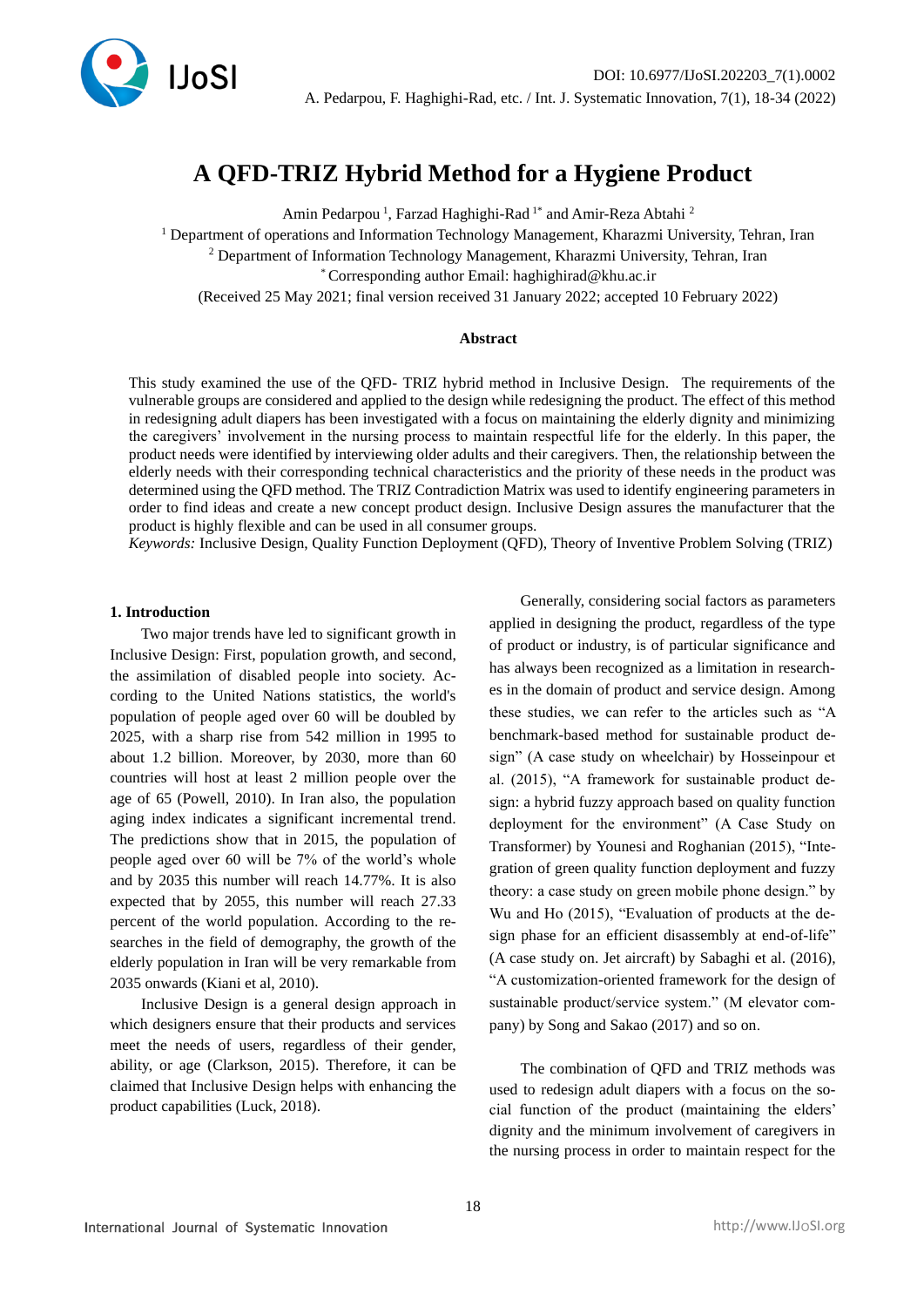# A QFD-TRIZ Hybrid Method for a Hygiene Product

Amin Pedarpou [1], Farzad Haghighi-Rad [1*] and Amir-Reza Abtahi [2]

[1] Department of operations and Information Technology Management, Kharazmi University, Tehran, Iran

[2] Department of Information Technology Management, Kharazmi University, Tehran, Iran

[*] Corresponding author Email: haghighirad@khu.ac.ir

(Received 25 May 2021; final version received 31 January 2022; accepted 10 February 2022)

### Abstract

This study examined the use of the QFD- TRIZ hybrid method in Inclusive Design. The requirements of the vulnerable groups are considered and applied to the design while redesigning the product. The effect of this method in redesigning adult diapers has been investigated with a focus on maintaining the elderly dignity and minimizing the caregivers' involvement in the nursing process to maintain respectful life for the elderly. In this paper, the product needs were identified by interviewing older adults and their caregivers. Then, the relationship between the elderly needs with their corresponding technical characteristics and the priority of these needs in the product was determined using the QFD method. The TRIZ Contradiction Matrix was used to identify engineering parameters in order to find ideas and create a new concept product design. Inclusive Design assures the manufacturer that the product is highly flexible and can be used in all consumer groups.

*Keywords:* Inclusive Design, Quality Function Deployment (QFD), Theory of Inventive Problem Solving (TRIZ)

## 1. Introduction

Two major trends have led to significant growth in Inclusive Design: First, population growth, and second, the assimilation of disabled people into society. According to the United Nations statistics, the world's population of people aged over 60 will be doubled by 2025, with a sharp rise from 542 million in 1995 to about 1.2 billion. Moreover, by 2030, more than 60 countries will host at least 2 million people over the age of 65 (Powell, 2010). In Iran also, the population aging index indicates a significant incremental trend. The predictions show that in 2015, the population of people aged over 60 will be 7% of the world's whole and by 2035 this number will reach 14.77%. It is also expected that by 2055, this number will reach 27.33 percent of the world population. According to the researches in the field of demography, the growth of the elderly population in Iran will be very remarkable from 2035 onwards (Kiani et al, 2010).

Inclusive Design is a general design approach in which designers ensure that their products and services meet the needs of users, regardless of their gender, ability, or age (Clarkson, 2015). Therefore, it can be claimed that Inclusive Design helps with enhancing the product capabilities (Luck, 2018).

Generally, considering social factors as parameters applied in designing the product, regardless of the type of product or industry, is of particular significance and has always been recognized as a limitation in researches in the domain of product and service design. Among these studies, we can refer to the articles such as "A benchmark-based method for sustainable product design" (A case study on wheelchair) by Hosseinpour et al. (2015), "A framework for sustainable product design: a hybrid fuzzy approach based on quality function deployment for the environment" (A Case Study on Transformer) by Younesi and Roghanian (2015), "Integration of green quality function deployment and fuzzy theory: a case study on green mobile phone design." by Wu and Ho (2015), "Evaluation of products at the design phase for an efficient disassembly at end-of-life" (A case study on. Jet aircraft) by Sabaghi et al. (2016), "A customization-oriented framework for the design of sustainable product/service system." (M elevator company) by Song and Sakao (2017) and so on.

The combination of QFD and TRIZ methods was used to redesign adult diapers with a focus on the social function of the product (maintaining the elders' dignity and the minimum involvement of caregivers in the nursing process in order to maintain respect for the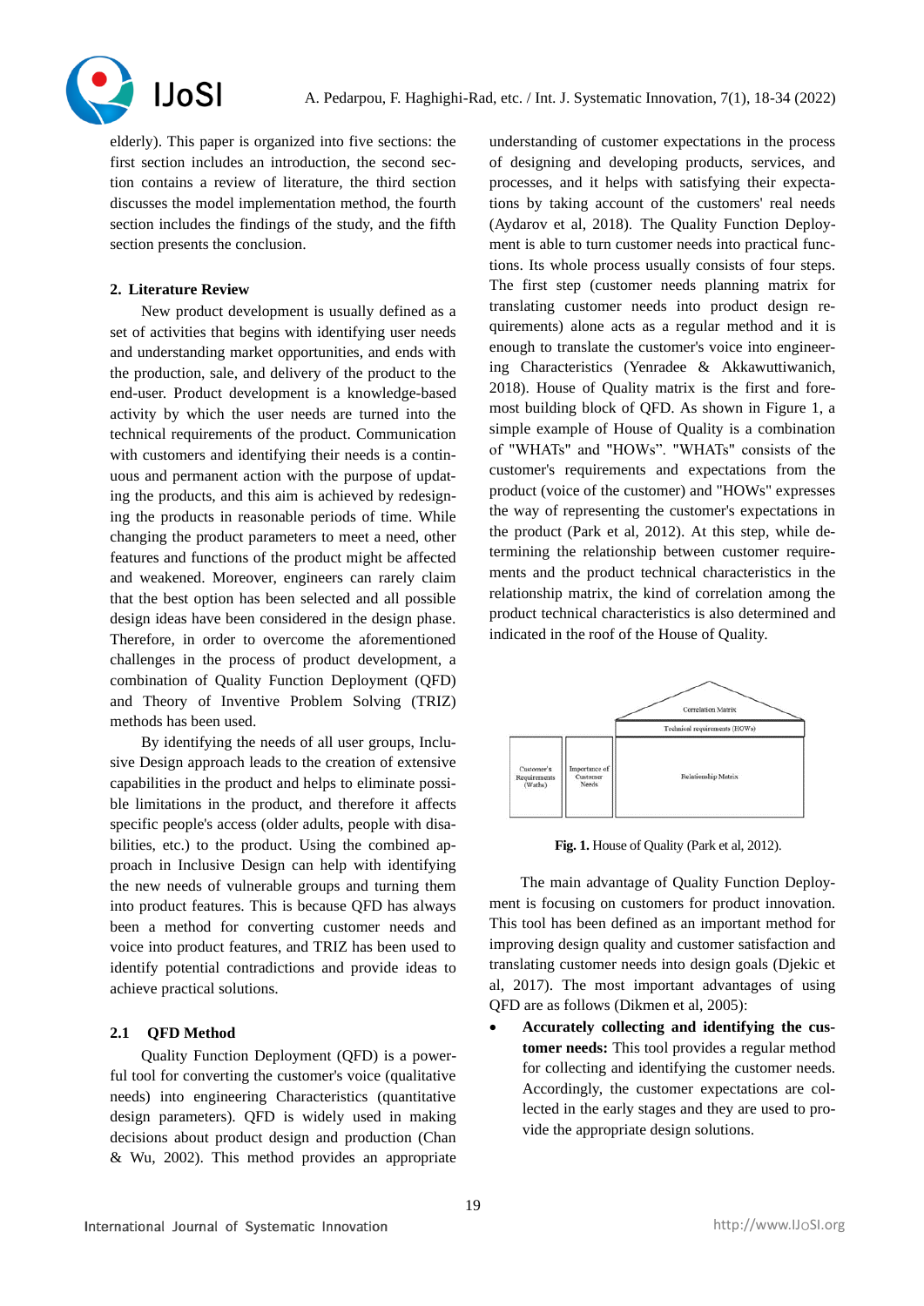elderly). This paper is organized into five sections: the first section includes an introduction, the second section contains a review of literature, the third section discusses the model implementation method, the fourth section includes the findings of the study, and the fifth section presents the conclusion.

## 2. Literature Review

New product development is usually defined as a set of activities that begins with identifying user needs and understanding market opportunities, and ends with the production, sale, and delivery of the product to the end-user. Product development is a knowledge-based activity by which the user needs are turned into the technical requirements of the product. Communication with customers and identifying their needs is a continuous and permanent action with the purpose of updating the products, and this aim is achieved by redesigning the products in reasonable periods of time. While changing the product parameters to meet a need, other features and functions of the product might be affected and weakened. Moreover, engineers can rarely claim that the best option has been selected and all possible design ideas have been considered in the design phase. Therefore, in order to overcome the aforementioned challenges in the process of product development, a combination of Quality Function Deployment (QFD) and Theory of Inventive Problem Solving (TRIZ) methods has been used.

By identifying the needs of all user groups, Inclusive Design approach leads to the creation of extensive capabilities in the product and helps to eliminate possible limitations in the product, and therefore it affects specific people's access (older adults, people with disabilities, etc.) to the product. Using the combined approach in Inclusive Design can help with identifying the new needs of vulnerable groups and turning them into product features. This is because QFD has always been a method for converting customer needs and voice into product features, and TRIZ has been used to identify potential contradictions and provide ideas to achieve practical solutions.

### 2.1 QFD Method

Quality Function Deployment (QFD) is a powerful tool for converting the customer's voice (qualitative needs) into engineering Characteristics (quantitative design parameters). QFD is widely used in making decisions about product design and production (Chan & Wu, 2002). This method provides an appropriate understanding of customer expectations in the process of designing and developing products, services, and processes, and it helps with satisfying their expectations by taking account of the customers' real needs (Aydarov et al, 2018). The Quality Function Deployment is able to turn customer needs into practical functions. Its whole process usually consists of four steps. The first step (customer needs planning matrix for translating customer needs into product design requirements) alone acts as a regular method and it is enough to translate the customer's voice into engineering Characteristics (Yenradee & Akkawuttiwanich, 2018). House of Quality matrix is the first and foremost building block of QFD. As shown in Figure 1, a simple example of House of Quality is a combination of "WHATs" and "HOWs". "WHATs" consists of the customer's requirements and expectations from the product (voice of the customer) and "HOWs" expresses the way of representing the customer's expectations in the product (Park et al, 2012). At this step, while determining the relationship between customer requirements and the product technical characteristics in the relationship matrix, the kind of correlation among the product technical characteristics is also determined and indicated in the roof of the House of Quality.

Correlation Matrix

Technical requirements (HOWs)

Customer's Requirements (Waths)

Importance of Customer Needs

Relationship Matrix

**Fig. 1.** House of Quality (Park et al, 2012).

The main advantage of Quality Function Deployment is focusing on customers for product innovation. This tool has been defined as an important method for improving design quality and customer satisfaction and translating customer needs into design goals (Djekic et al, 2017). The most important advantages of using QFD are as follows (Dikmen et al, 2005):

- **Accurately collecting and identifying the customer needs:** This tool provides a regular method for collecting and identifying the customer needs. Accordingly, the customer expectations are collected in the early stages and they are used to provide the appropriate design solutions.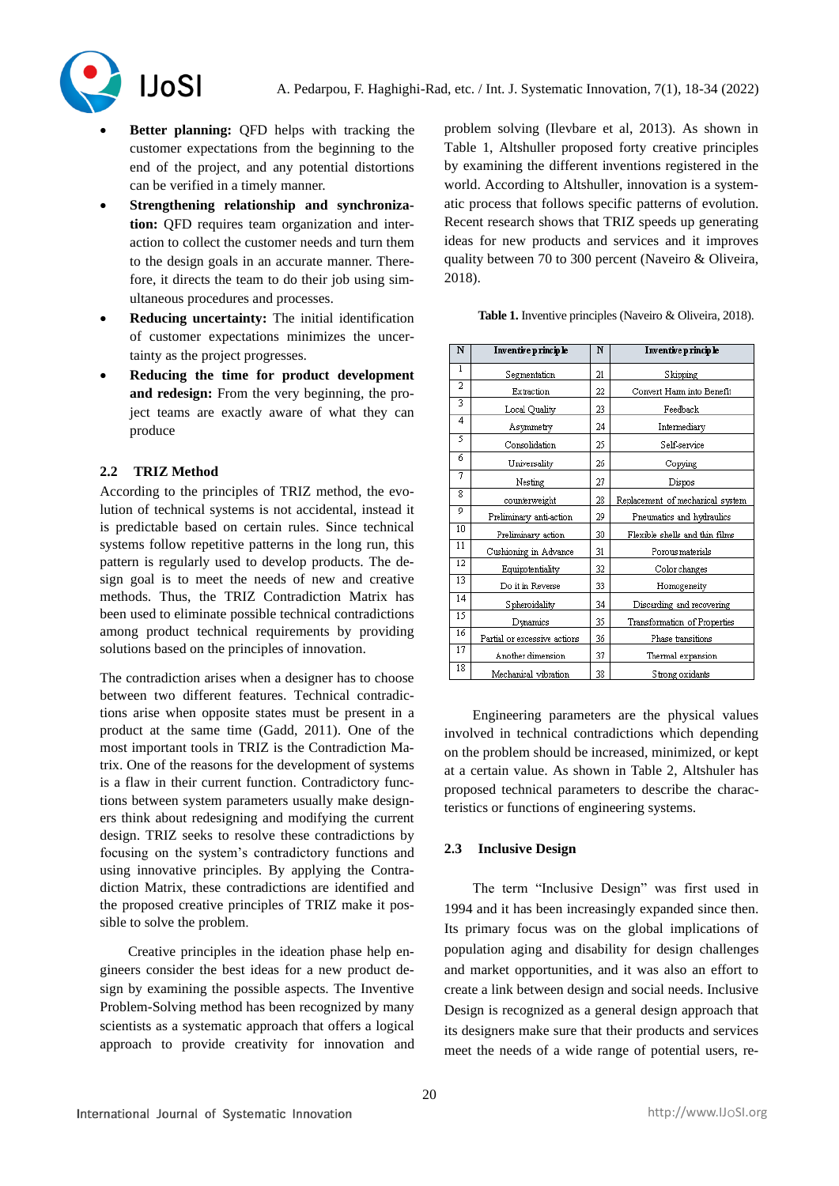- **Better planning:** QFD helps with tracking the customer expectations from the beginning to the end of the project, and any potential distortions can be verified in a timely manner.
- **Strengthening relationship and synchronization:** QFD requires team organization and interaction to collect the customer needs and turn them to the design goals in an accurate manner. Therefore, it directs the team to do their job using simultaneous procedures and processes.
- **Reducing uncertainty:** The initial identification of customer expectations minimizes the uncertainty as the project progresses.
- **Reducing the time for product development and redesign:** From the very beginning, the project teams are exactly aware of what they can produce

## 2.2 TRIZ Method

According to the principles of TRIZ method, the evolution of technical systems is not accidental, instead it is predictable based on certain rules. Since technical systems follow repetitive patterns in the long run, this pattern is regularly used to develop products. The design goal is to meet the needs of new and creative methods. Thus, the TRIZ Contradiction Matrix has been used to eliminate possible technical contradictions among product technical requirements by providing solutions based on the principles of innovation.

The contradiction arises when a designer has to choose between two different features. Technical contradictions arise when opposite states must be present in a product at the same time (Gadd, 2011). One of the most important tools in TRIZ is the Contradiction Matrix. One of the reasons for the development of systems is a flaw in their current function. Contradictory functions between system parameters usually make designers think about redesigning and modifying the current design. TRIZ seeks to resolve these contradictions by focusing on the system's contradictory functions and using innovative principles. By applying the Contradiction Matrix, these contradictions are identified and the proposed creative principles of TRIZ make it possible to solve the problem.

Creative principles in the ideation phase help engineers consider the best ideas for a new product design by examining the possible aspects. The Inventive Problem-Solving method has been recognized by many scientists as a systematic approach that offers a logical approach to provide creativity for innovation and problem solving (Ilevbare et al, 2013). As shown in Table 1, Altshuller proposed forty creative principles by examining the different inventions registered in the world. According to Altshuller, innovation is a systematic process that follows specific patterns of evolution. Recent research shows that TRIZ speeds up generating ideas for new products and services and it improves quality between 70 to 300 percent (Naveiro & Oliveira, 2018).

**Table 1.** Inventive principles (Naveiro & Oliveira, 2018).

| N | Inventive principle | N | Inventive principle |
|---|---|---|---|
| 1 | Segmentation | 21 | Skipping |
| 2 | Extraction | 22 | Convert Harm into Benefit |
| 3 | Local Quality | 23 | Feedback |
| 4 | Asymmetry | 24 | Intermediary |
| 5 | Consolidation | 25 | Self-service |
| 6 | Universality | 26 | Copying |
| 7 | Nesting | 27 | Dispos |
| 8 | counterweight | 28 | Replacement of mechanical system |
| 9 | Preliminary anti-action | 29 | Pneumatics and hydraulics |
| 10 | Preliminary action | 30 | Flexible shells and thin films |
| 11 | Cushioning in Advance | 31 | Porous materials |
| 12 | Equipotentiality | 32 | Color changes |
| 13 | Do it in Reverse | 33 | Homogeneity |
| 14 | Spheroidality | 34 | Discarding and recovering |
| 15 | Dynamics | 35 | Transformation of Properties |
| 16 | Partial or excessive actions | 36 | Phase transitions |
| 17 | Another dimension | 37 | Thermal expansion |
| 18 | Mechanical vibration | 38 | Strong oxidants |

Engineering parameters are the physical values involved in technical contradictions which depending on the problem should be increased, minimized, or kept at a certain value. As shown in Table 2, Altshuler has proposed technical parameters to describe the characteristics or functions of engineering systems.

## 2.3 Inclusive Design

The term "Inclusive Design" was first used in 1994 and it has been increasingly expanded since then. Its primary focus was on the global implications of population aging and disability for design challenges and market opportunities, and it was also an effort to create a link between design and social needs. Inclusive Design is recognized as a general design approach that its designers make sure that their products and services meet the needs of a wide range of potential users, re-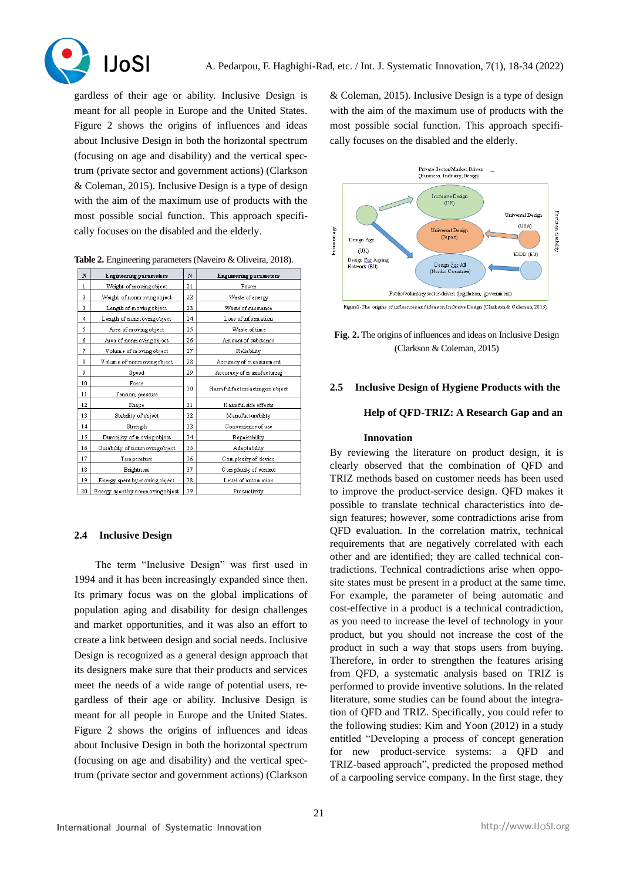gardless of their age or ability. Inclusive Design is meant for all people in Europe and the United States. Figure 2 shows the origins of influences and ideas about Inclusive Design in both the horizontal spectrum (focusing on age and disability) and the vertical spectrum (private sector and government actions) (Clarkson & Coleman, 2015). Inclusive Design is a type of design with the aim of the maximum use of products with the most possible social function. This approach specifically focuses on the disabled and the elderly.

**Table 2.** Engineering parameters (Naveiro & Oliveira, 2018).

| N | Engineering parameters | N | Engineering parameters |
|---|---|---|---|
| 1 | Weight of moving object | 21 | Power |
| 2 | Weight of nonmoving object | 22 | Waste of energy |
| 3 | Length of moving object | 23 | Waste of substance |
| 4 | Length of nonmoving object | 24 | Loss of information |
| 5 | Area of moving object | 25 | Waste of time |
| 6 | Area of nonmoving object | 26 | Amount of substance |
| 7 | Volume of moving object | 27 | Reliability |
| 8 | Volume of nonmoving object | 28 | Accuracy of measurement |
| 9 | Speed | 29 | Accuracy of manufacturing |
| 10 | Force | 30 | Harmful factors acting on object |
| 11 | Tension, pressure | | |
| 12 | Shape | 31 | Harmful side effects |
| 13 | Stability of object | 32 | Manufacturability |
| 14 | Strength | 33 | Convenience of use |
| 15 | Durability of moving object | 34 | Repairability |
| 16 | Durability of nonmoving object | 35 | Adaptability |
| 17 | Temperature | 36 | Complexity of device |
| 18 | Brightness | 37 | Complexity of control |
| 19 | Energy spent by moving object | 38 | Level of automation |
| 20 | Energy spent by nonmoving object | 39 | Productivity |

## 2.4 Inclusive Design

The term "Inclusive Design" was first used in 1994 and it has been increasingly expanded since then. Its primary focus was on the global implications of population aging and disability for design challenges and market opportunities, and it was also an effort to create a link between design and social needs. Inclusive Design is recognized as a general design approach that its designers make sure that their products and services meet the needs of a wide range of potential users, regardless of their age or ability. Inclusive Design is meant for all people in Europe and the United States. Figure 2 shows the origins of influences and ideas about Inclusive Design in both the horizontal spectrum (focusing on age and disability) and the vertical spectrum (private sector and government actions) (Clarkson & Coleman, 2015). Inclusive Design is a type of design with the aim of the maximum use of products with the most possible social function. This approach specifically focuses on the disabled and the elderly.

**Fig. 2.** The origins of influences and ideas on Inclusive Design (Clarkson & Coleman, 2015)

## 2.5 Inclusive Design of Hygiene Products with the Help of QFD-TRIZ: A Research Gap and an Innovation

By reviewing the literature on product design, it is clearly observed that the combination of QFD and TRIZ methods based on customer needs has been used to improve the product-service design. QFD makes it possible to translate technical characteristics into design features; however, some contradictions arise from QFD evaluation. In the correlation matrix, technical requirements that are negatively correlated with each other and are identified; they are called technical contradictions. Technical contradictions arise when opposite states must be present in a product at the same time. For example, the parameter of being automatic and cost-effective in a product is a technical contradiction, as you need to increase the level of technology in your product, but you should not increase the cost of the product in such a way that stops users from buying. Therefore, in order to strengthen the features arising from QFD, a systematic analysis based on TRIZ is performed to provide inventive solutions. In the related literature, some studies can be found about the integration of QFD and TRIZ. Specifically, you could refer to the following studies: Kim and Yoon (2012) in a study entitled "Developing a process of concept generation for new product-service systems: a QFD and TRIZ-based approach", predicted the proposed method of a carpooling service company. In the first stage, they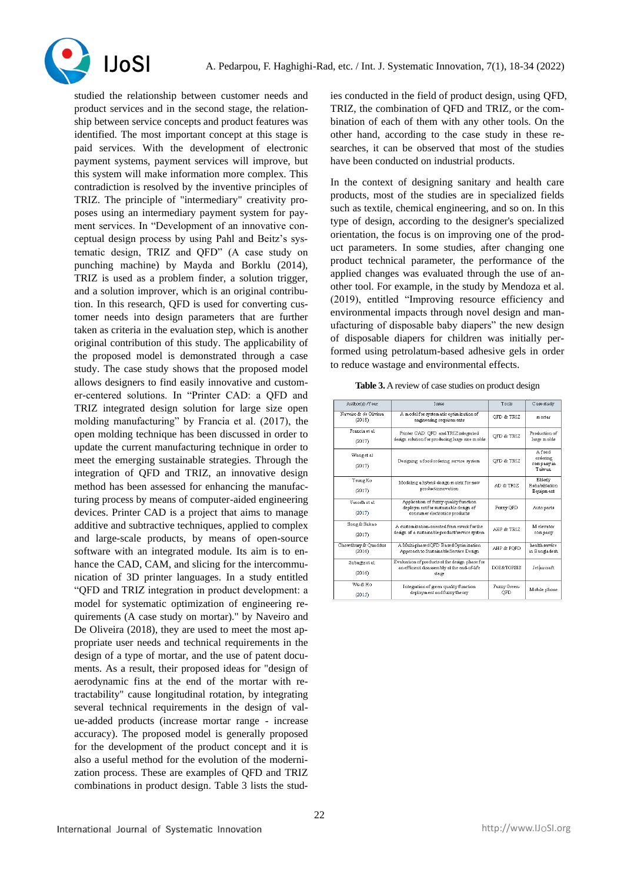studied the relationship between customer needs and product services and in the second stage, the relationship between service concepts and product features was identified. The most important concept at this stage is paid services. With the development of electronic payment systems, payment services will improve, but this system will make information more complex. This contradiction is resolved by the inventive principles of TRIZ. The principle of "intermediary" creativity proposes using an intermediary payment system for payment services. In "Development of an innovative conceptual design process by using Pahl and Beitz's systematic design, TRIZ and QFD" (A case study on punching machine) by Mayda and Borklu (2014), TRIZ is used as a problem finder, a solution trigger, and a solution improver, which is an original contribution. In this research, QFD is used for converting customer needs into design parameters that are further taken as criteria in the evaluation step, which is another original contribution of this study. The applicability of the proposed model is demonstrated through a case study. The case study shows that the proposed model allows designers to find easily innovative and customer-centered solutions. In "Printer CAD: a QFD and TRIZ integrated design solution for large size open molding manufacturing" by Francia et al. (2017), the open molding technique has been discussed in order to update the current manufacturing technique in order to meet the emerging sustainable strategies. Through the integration of QFD and TRIZ, an innovative design method has been assessed for enhancing the manufacturing process by means of computer-aided engineering devices. Printer CAD is a project that aims to manage additive and subtractive techniques, applied to complex and large-scale products, by means of open-source software with an integrated module. Its aim is to enhance the CAD, CAM, and slicing for the intercommunication of 3D printer languages. In a study entitled "QFD and TRIZ integration in product development: a model for systematic optimization of engineering requirements (A case study on mortar)." by Naveiro and De Oliveira (2018), they are used to meet the most appropriate user needs and technical requirements in the design of a type of mortar, and the use of patent documents. As a result, their proposed ideas for "design of aerodynamic fins at the end of the mortar with retractability" cause longitudinal rotation, by integrating several technical requirements in the design of value-added products (increase mortar range - increase accuracy). The proposed model is generally proposed for the development of the product concept and it is also a useful method for the evolution of the modernization process. These are examples of QFD and TRIZ combinations in product design. Table 3 lists the studies conducted in the field of product design, using QFD, TRIZ, the combination of QFD and TRIZ, or the combination of each of them with any other tools. On the other hand, according to the case study in these researches, it can be observed that most of the studies have been conducted on industrial products.

In the context of designing sanitary and health care products, most of the studies are in specialized fields such as textile, chemical engineering, and so on. In this type of design, according to the designer's specialized orientation, the focus is on improving one of the product parameters. In some studies, after changing one product technical parameter, the performance of the applied changes was evaluated through the use of another tool. For example, in the study by Mendoza et al. (2019), entitled "Improving resource efficiency and environmental impacts through novel design and manufacturing of disposable baby diapers" the new design of disposable diapers for children was initially performed using petrolatum-based adhesive gels in order to reduce wastage and environmental effects.

**Table 3.** A review of case studies on product design

| Author(s) /Year | Issue | Tools | Case study |
|---|---|---|---|
| Naveiro & de Oliveira (2018) | A model for systematic optimization of engineering requirements | QFD & TRIZ | mortar |
| Francia et al. (2017) | Printer CAD: QFD and TRIZ integrated design solution for producing large size molds | QFD & TRIZ | Production of large molds |
| Wang et al. (2017) | Designing a food ordering service system | QFD & TRIZ | A food ordering company in Taiwan |
| Tsung Ko (2017) | Modeling a hybrid design matrix for new product innovation | AD & TRIZ | Elderly Rehabilitation Equipment |
| Vinodh et al. (2017) | Application of fuzzy quality function deployment for sustainable design of consumer electronics products | Fuzzy QFD | Auto parts |
| Song & Sakao (2017) | A customization-oriented framework for the design of a sustainable product/service system | AHP & TRIZ | M elevator company |
| Chowdhury & Quaddus (2016) | A Multi-phased QFD Based Optimization Approach to Sustainable Service Design | AHP & FQFD | health service in Bangladesh |
| Sabaghi et al. (2016) | Evaluation of products at the design phase for an efficient disassembly at the end-of-life stage | DOE&TOPSIS | Jet aircraft |
| Wu & Ho (2015) | Integration of green quality function deployment and fuzzy theory | Fuzzy Green-QFD | Mobile phone |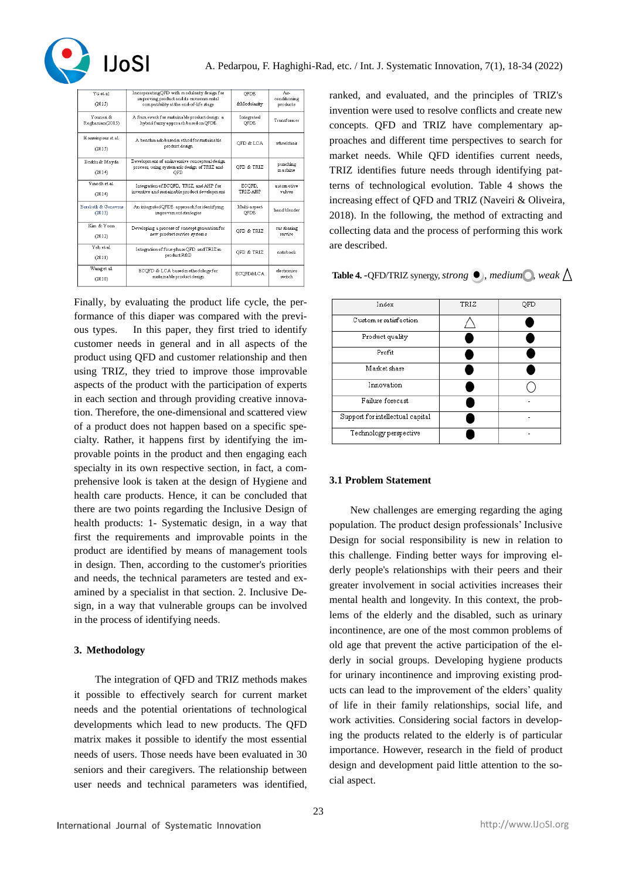| Yu et al (2015) | Incorporating QFD with modularity design for improving product and its environmental compatibility at the end-of-life stage | QFDE &Modularity | Air-conditioning products |
|---|---|---|---|
| Younesi & Roghanian (2015) | A framework for sustainable product design: a hybrid fuzzy approach based on QFDE | Integrated QFDE | Transformer |
| Hosseinpour et al. (2015) | A benchmark-based method for sustainable product design | QFD & LCA | wheelchair |
| Bozkurt & Mayda (2014) | Development of an inventive conceptual design process, using systematic design of TRIZ and QFD | QFD & TRIZ | punching machine |
| Vinodh et al. (2014) | Integration of ECQFD, TRIZ, and AHP for inventive and sustainable product development | ECQFD, TRIZ-AHP | automotive valves |
| Berekatli & Genevois (2013) | An integrated QFDE approach for identifying improvement strategies | Multi-aspect QFDE | hand blender |
| Kim & Yoon (2012) | Developing a process of concept generation for new product service systems | QFD & TRIZ | car sharing service |
| Yeh et al. (2011) | Integration of four-phase QFD and TRIZ in product R&D | QFD & TRIZ | notebook |
| Wang et al. (2010) | ECQFD & LCA based methodology for sustainable product design | ECQFD&LCA | electronics switch |

Finally, by evaluating the product life cycle, the performance of this diaper was compared with the previous types. In this paper, they first tried to identify customer needs in general and in all aspects of the product using QFD and customer relationship and then using TRIZ, they tried to improve those improvable aspects of the product with the participation of experts in each section and through providing creative innovation. Therefore, the one-dimensional and scattered view of a product does not happen based on a specific specialty. Rather, it happens first by identifying the improvable points in the product and then engaging each specialty in its own respective section, in fact, a comprehensive look is taken at the design of Hygiene and health care products. Hence, it can be concluded that there are two points regarding the Inclusive Design of health products: 1- Systematic design, in a way that first the requirements and improvable points in the product are identified by means of management tools in design. Then, according to the customer's priorities and needs, the technical parameters are tested and examined by a specialist in that section. 2. Inclusive Design, in a way that vulnerable groups can be involved in the process of identifying needs.

## 3. Methodology

The integration of QFD and TRIZ methods makes it possible to effectively search for current market needs and the potential orientations of technological developments which lead to new products. The QFD matrix makes it possible to identify the most essential needs of users. Those needs have been evaluated in 30 seniors and their caregivers. The relationship between user needs and technical parameters was identified, ranked, and evaluated, and the principles of TRIZ's invention were used to resolve conflicts and create new concepts. QFD and TRIZ have complementary approaches and different time perspectives to search for market needs. While QFD identifies current needs, TRIZ identifies future needs through identifying patterns of technological evolution. Table 4 shows the increasing effect of QFD and TRIZ (Naveiri & Oliveira, 2018). In the following, the method of extracting and collecting data and the process of performing this work are described.

**Table 4.** -QFD/TRIZ synergy, *strong* ●, *medium* ○, *weak* △

| Index | TRIZ | QFD |
|---|---|---|
| Customer satisfaction | △ | ● |
| Product quality | ● | ● |
| Profit | ● | ● |
| Market share | ● | ● |
| Innovation | ● | ○ |
| Failure forecast | ● | - |
| Support for intellectual capital | ● | - |
| Technology perspective | ● | - |

### 3.1 Problem Statement

New challenges are emerging regarding the aging population. The product design professionals' Inclusive Design for social responsibility is new in relation to this challenge. Finding better ways for improving elderly people's relationships with their peers and their greater involvement in social activities increases their mental health and longevity. In this context, the problems of the elderly and the disabled, such as urinary incontinence, are one of the most common problems of old age that prevent the active participation of the elderly in social groups. Developing hygiene products for urinary incontinence and improving existing products can lead to the improvement of the elders' quality of life in their family relationships, social life, and work activities. Considering social factors in developing the products related to the elderly is of particular importance. However, research in the field of product design and development paid little attention to the social aspect.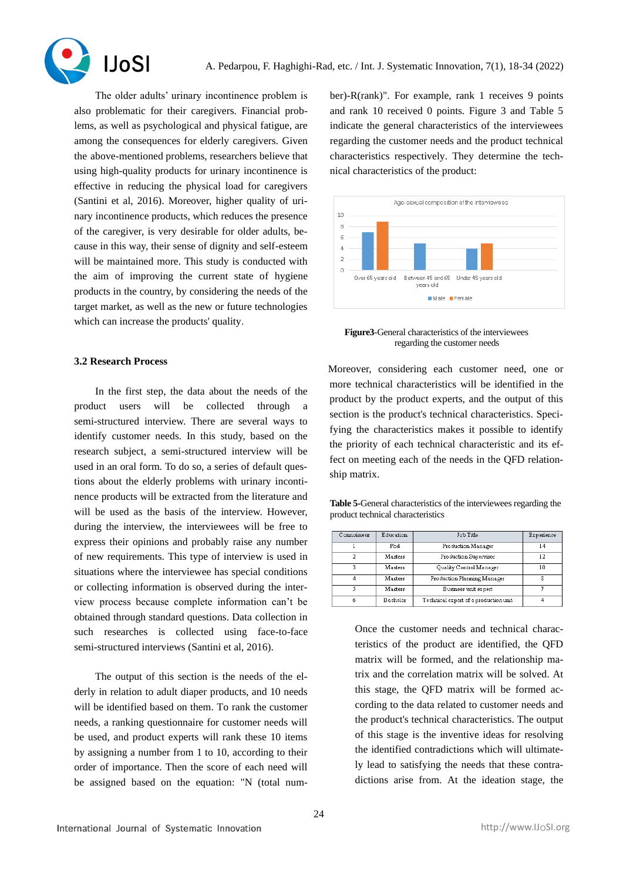The older adults' urinary incontinence problem is also problematic for their caregivers. Financial problems, as well as psychological and physical fatigue, are among the consequences for elderly caregivers. Given the above-mentioned problems, researchers believe that using high-quality products for urinary incontinence is effective in reducing the physical load for caregivers (Santini et al, 2016). Moreover, higher quality of urinary incontinence products, which reduces the presence of the caregiver, is very desirable for older adults, because in this way, their sense of dignity and self-esteem will be maintained more. This study is conducted with the aim of improving the current state of hygiene products in the country, by considering the needs of the target market, as well as the new or future technologies which can increase the products' quality.

### 3.2 Research Process

In the first step, the data about the needs of the product users will be collected through a semi-structured interview. There are several ways to identify customer needs. In this study, based on the research subject, a semi-structured interview will be used in an oral form. To do so, a series of default questions about the elderly problems with urinary incontinence products will be extracted from the literature and will be used as the basis of the interview. However, during the interview, the interviewees will be free to express their opinions and probably raise any number of new requirements. This type of interview is used in situations where the interviewee has special conditions or collecting information is observed during the interview process because complete information can't be obtained through standard questions. Data collection in such researches is collected using face-to-face semi-structured interviews (Santini et al, 2016).

The output of this section is the needs of the elderly in relation to adult diaper products, and 10 needs will be identified based on them. To rank the customer needs, a ranking questionnaire for customer needs will be used, and product experts will rank these 10 items by assigning a number from 1 to 10, according to their order of importance. Then the score of each need will be assigned based on the equation: "N (total number)-R(rank)". For example, rank 1 receives 9 points and rank 10 received 0 points. Figure 3 and Table 5 indicate the general characteristics of the interviewees regarding the customer needs and the product technical characteristics respectively. They determine the technical characteristics of the product:

**Figure3**-General characteristics of the interviewees regarding the customer needs

Moreover, considering each customer need, one or more technical characteristics will be identified in the product by the product experts, and the output of this section is the product's technical characteristics. Specifying the characteristics makes it possible to identify the priority of each technical characteristic and its effect on meeting each of the needs in the QFD relationship matrix.

**Table 5**-General characteristics of the interviewees regarding the product technical characteristics

| Connoisseur | Education | Job Title | Experience |
|---|---|---|---|
| 1 | Phd | Production Manager | 14 |
| 2 | Masters | Production Supervisor | 12 |
| 3 | Masters | Quality Control Manager | 10 |
| 4 | Masters | Production Planning Manager | 8 |
| 5 | Masters | Business unit expert | 7 |
| 6 | Bachelor | Technical expert of a production unit | 4 |

Once the customer needs and technical characteristics of the product are identified, the QFD matrix will be formed, and the relationship matrix and the correlation matrix will be solved. At this stage, the QFD matrix will be formed according to the data related to customer needs and the product's technical characteristics. The output of this stage is the inventive ideas for resolving the identified contradictions which will ultimately lead to satisfying the needs that these contradictions arise from. At the ideation stage, the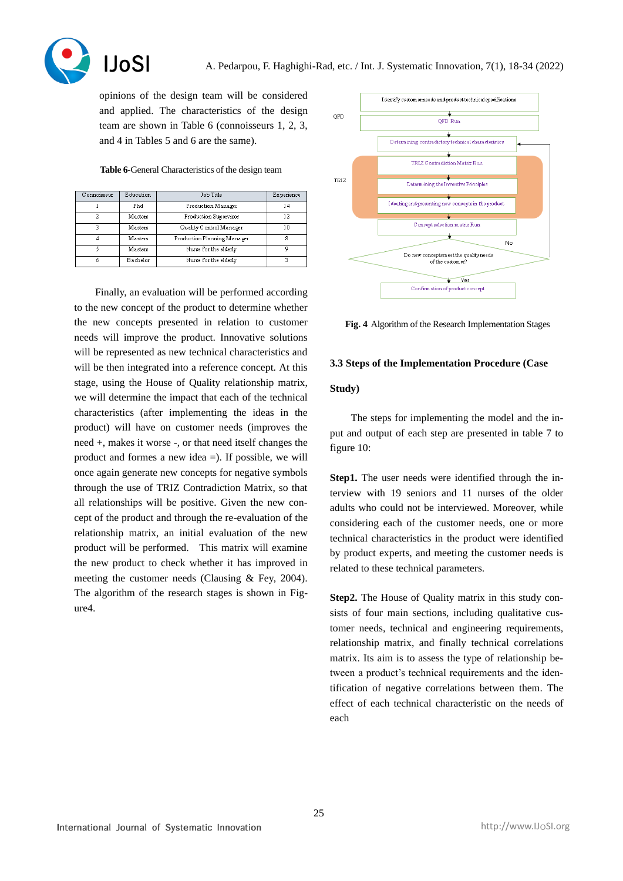opinions of the design team will be considered and applied. The characteristics of the design team are shown in Table 6 (connoisseurs 1, 2, 3, and 4 in Tables 5 and 6 are the same).

**Table 6**-General Characteristics of the design team

| Connoisseur | Education | Job Title | Experience |
|---|---|---|---|
| 1 | Phd | Production Manager | 14 |
| 2 | Masters | Production Supervisor | 12 |
| 3 | Masters | Quality Control Manager | 10 |
| 4 | Masters | Production Planning Manager | 8 |
| 5 | Masters | Nurse for the elderly | 9 |
| 6 | Bachelor | Nurse for the elderly | 3 |

Finally, an evaluation will be performed according to the new concept of the product to determine whether the new concepts presented in relation to customer needs will improve the product. Innovative solutions will be represented as new technical characteristics and will be then integrated into a reference concept. At this stage, using the House of Quality relationship matrix, we will determine the impact that each of the technical characteristics (after implementing the ideas in the product) will have on customer needs (improves the need +, makes it worse -, or that need itself changes the product and formes a new idea =). If possible, we will once again generate new concepts for negative symbols through the use of TRIZ Contradiction Matrix, so that all relationships will be positive. Given the new concept of the product and through the re-evaluation of the relationship matrix, an initial evaluation of the new product will be performed. This matrix will examine the new product to check whether it has improved in meeting the customer needs (Clausing & Fey, 2004). The algorithm of the research stages is shown in Figure4.

QFD: Identify customer needs and product technical specifications → QFD Run → Determining contradictory technical characteristics

TRIZ: TRIZ Contradiction Matrix Run → Determining the Inventive Principles → Ideating and presenting new concept in the product

Concept selection matrix Run → Do new concepts meet the quality needs of the customer? (No → back to Determining contradictory technical characteristics; Yes → Confirmation of product concept)

**Fig. 4** Algorithm of the Research Implementation Stages

### 3.3 Steps of the Implementation Procedure (Case Study)

The steps for implementing the model and the input and output of each step are presented in table 7 to figure 10:

**Step1.** The user needs were identified through the interview with 19 seniors and 11 nurses of the older adults who could not be interviewed. Moreover, while considering each of the customer needs, one or more technical characteristics in the product were identified by product experts, and meeting the customer needs is related to these technical parameters.

**Step2.** The House of Quality matrix in this study consists of four main sections, including qualitative customer needs, technical and engineering requirements, relationship matrix, and finally technical correlations matrix. Its aim is to assess the type of relationship between a product's technical requirements and the identification of negative correlations between them. The effect of each technical characteristic on the needs of each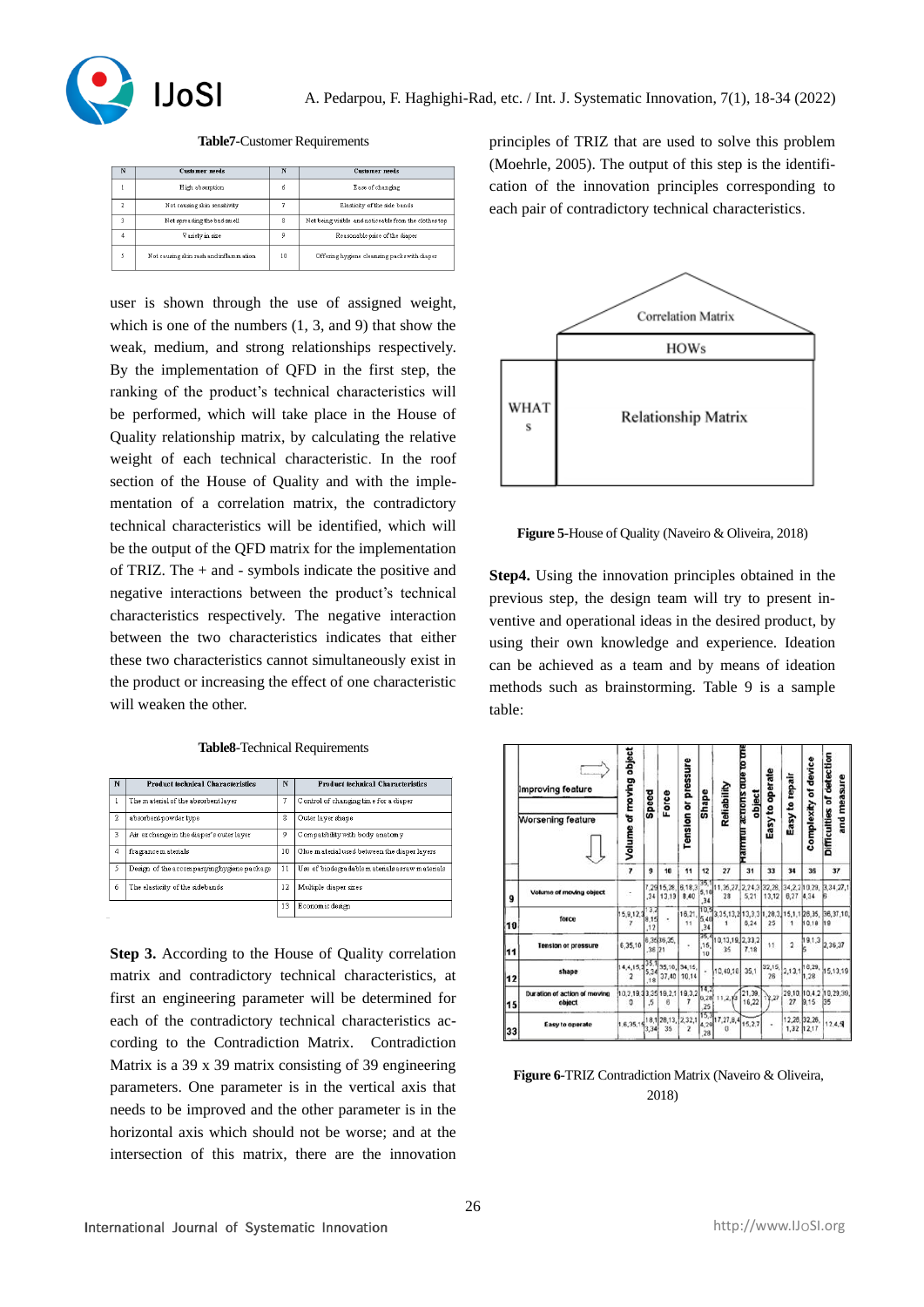**Table7**-Customer Requirements

| N | Customer needs | N | Customer needs |
|---|---|---|---|
| 1 | High absorption | 6 | Ease of changing |
| 2 | Not causing skin sensitivity | 7 | Elasticity of the side bands |
| 3 | Not spreading the bad smell | 8 | Not being visible and noticeable from the clothes top |
| 4 | Variety in size | 9 | Reasonable price of the diaper |
| 5 | Not causing skin rash and inflammation | 10 | Offering hygiene cleansing pack with diaper |

user is shown through the use of assigned weight, which is one of the numbers (1, 3, and 9) that show the weak, medium, and strong relationships respectively. By the implementation of QFD in the first step, the ranking of the product's technical characteristics will be performed, which will take place in the House of Quality relationship matrix, by calculating the relative weight of each technical characteristic. In the roof section of the House of Quality and with the implementation of a correlation matrix, the contradictory technical characteristics will be identified, which will be the output of the QFD matrix for the implementation of TRIZ. The + and - symbols indicate the positive and negative interactions between the product's technical characteristics respectively. The negative interaction between the two characteristics indicates that either these two characteristics cannot simultaneously exist in the product or increasing the effect of one characteristic will weaken the other.

**Table8**-Technical Requirements

| N | Product technical Characteristics | N | Product technical Characteristics |
|---|---|---|---|
| 1 | The material of the absorbent layer | 7 | Control of changing time for a diaper |
| 2 | absorbent powder type | 8 | Outer layer shape |
| 3 | Air exchange in the diaper's outer layer | 9 | Compatibility with body anatomy |
| 4 | fragrance materials | 10 | Glue material used between the diaper layers |
| 5 | Design of the accompanying hygiene package | 11 | Use of biodegradable materials as raw materials |
| 6 | The elasticity of the sidebands | 12 | Multiple diaper sizes |
|  |  | 13 | Economic design |

**Step 3.** According to the House of Quality correlation matrix and contradictory technical characteristics, at first an engineering parameter will be determined for each of the contradictory technical characteristics according to the Contradiction Matrix. Contradiction Matrix is a 39 x 39 matrix consisting of 39 engineering parameters. One parameter is in the vertical axis that needs to be improved and the other parameter is in the horizontal axis which should not be worse; and at the intersection of this matrix, there are the innovation principles of TRIZ that are used to solve this problem (Moehrle, 2005). The output of this step is the identification of the innovation principles corresponding to each pair of contradictory technical characteristics.

**Figure 5**-House of Quality (Naveiro & Oliveira, 2018)

**Step4.** Using the innovation principles obtained in the previous step, the design team will try to present inventive and operational ideas in the desired product, by using their own knowledge and experience. Ideation can be achieved as a team and by means of ideation methods such as brainstorming. Table 9 is a sample table:

**Figure 6**-TRIZ Contradiction Matrix (Naveiro & Oliveira, 2018)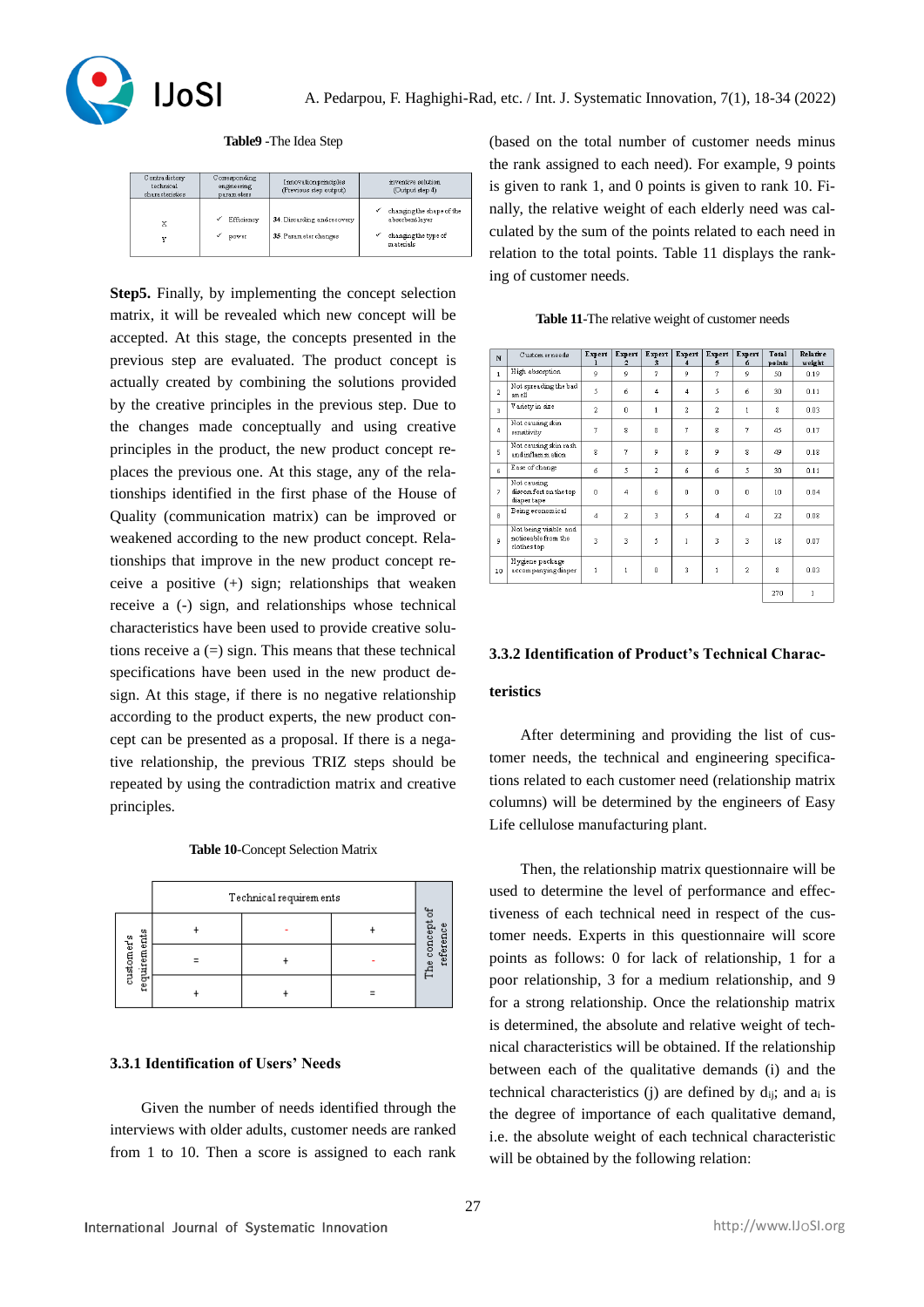**Table9** -The Idea Step

| Contradictory technical characteristics | Corresponding engineering parameters | Innovative principles (Previous step output) | inventive solution (Output step 4) |
|---|---|---|---|
| X<br>Y | ✓ Efficiency<br>✓ power | 34 Discarding and recovery<br>35 Parameter changes | ✓ changing the shape of the absorbent layer<br>✓ changing the type of materials |

**Step5.** Finally, by implementing the concept selection matrix, it will be revealed which new concept will be accepted. At this stage, the concepts presented in the previous step are evaluated. The product concept is actually created by combining the solutions provided by the creative principles in the previous step. Due to the changes made conceptually and using creative principles in the product, the new product concept replaces the previous one. At this stage, any of the relationships identified in the first phase of the House of Quality (communication matrix) can be improved or weakened according to the new product concept. Relationships that improve in the new product concept receive a positive (+) sign; relationships that weaken receive a (-) sign, and relationships whose technical characteristics have been used to provide creative solutions receive a (=) sign. This means that these technical specifications have been used in the new product design. At this stage, if there is no negative relationship according to the product experts, the new product concept can be presented as a proposal. If there is a negative relationship, the previous TRIZ steps should be repeated by using the contradiction matrix and creative principles.

**Table 10**-Concept Selection Matrix

| | Technical requirements | | | The concept of reference |
|---|---|---|---|---|
| customer's requirements | + | - | + | |
| | = | + | - | |
| | + | + | = | |

### 3.3.1 Identification of Users' Needs

Given the number of needs identified through the interviews with older adults, customer needs are ranked from 1 to 10. Then a score is assigned to each rank (based on the total number of customer needs minus the rank assigned to each need). For example, 9 points is given to rank 1, and 0 points is given to rank 10. Finally, the relative weight of each elderly need was calculated by the sum of the points related to each need in relation to the total points. Table 11 displays the ranking of customer needs.

**Table 11**-The relative weight of customer needs

| N | Custom er needs | Expert 1 | Expert 2 | Expert 3 | Expert 4 | Expert 5 | Expert 6 | Total points | Relative weight |
|---|---|---|---|---|---|---|---|---|---|
| 1 | High absorption | 9 | 9 | 7 | 9 | 7 | 9 | 50 | 0.19 |
| 2 | Not spreading the bad smell | 5 | 6 | 4 | 4 | 5 | 6 | 30 | 0.11 |
| 3 | Variety in size | 2 | 0 | 1 | 2 | 2 | 1 | 8 | 0.03 |
| 4 | Not causing skin sensitivity | 7 | 8 | 8 | 7 | 8 | 7 | 45 | 0.17 |
| 5 | Not causing skin rash and inflammation | 8 | 7 | 9 | 8 | 9 | 8 | 49 | 0.18 |
| 6 | Ease of change | 6 | 5 | 2 | 6 | 6 | 5 | 30 | 0.11 |
| 7 | Not causing discomfort on the top diaper tape | 0 | 4 | 6 | 0 | 0 | 0 | 10 | 0.04 |
| 8 | Being economical | 4 | 2 | 3 | 5 | 4 | 4 | 22 | 0.08 |
| 9 | Not being visible and noticeable from the clothes top | 3 | 3 | 5 | 1 | 3 | 3 | 18 | 0.07 |
| 10 | Hygiene package accompanying diaper | 1 | 1 | 0 | 3 | 1 | 2 | 8 | 0.03 |
| | | | | | | | | 270 | 1 |

### 3.3.2 Identification of Product's Technical Characteristics

After determining and providing the list of customer needs, the technical and engineering specifications related to each customer need (relationship matrix columns) will be determined by the engineers of Easy Life cellulose manufacturing plant.

Then, the relationship matrix questionnaire will be used to determine the level of performance and effectiveness of each technical need in respect of the customer needs. Experts in this questionnaire will score points as follows: 0 for lack of relationship, 1 for a poor relationship, 3 for a medium relationship, and 9 for a strong relationship. Once the relationship matrix is determined, the absolute and relative weight of technical characteristics will be obtained. If the relationship between each of the qualitative demands (i) and the technical characteristics (j) are defined by $d_{ij}$; and $a_i$ is the degree of importance of each qualitative demand, i.e. the absolute weight of each technical characteristic will be obtained by the following relation: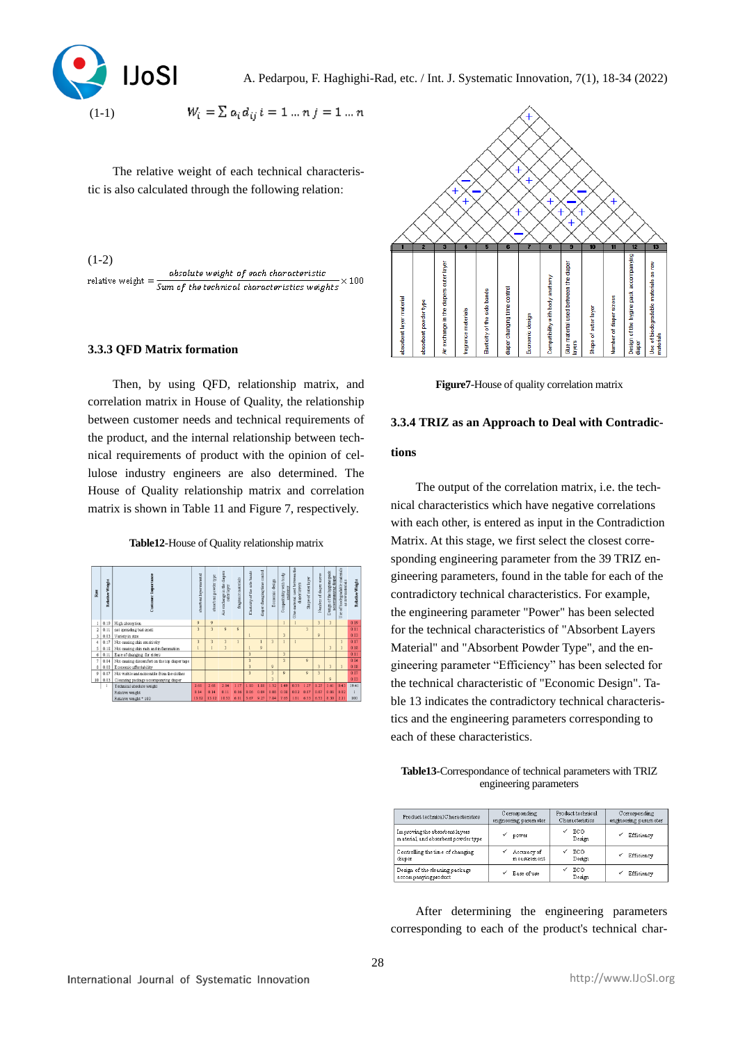(1-1) $$W_i = \sum a_i d_{ij} \quad i = 1 \dots n \; j = 1 \dots n$$

The relative weight of each technical characteristic is also calculated through the following relation:

(1-2)
$$\text{relative weight} = \frac{\text{absolute weight of each characteristic}}{\text{Sum of the technical characteristics weights}} \times 100$$

### 3.3.3 QFD Matrix formation

Then, by using QFD, relationship matrix, and correlation matrix in House of Quality, the relationship between customer needs and technical requirements of the product, and the internal relationship between technical requirements of product with the opinion of cellulose industry engineers are also determined. The House of Quality relationship matrix and correlation matrix is shown in Table 11 and Figure 7, respectively.

**Table12**-House of Quality relationship matrix

| Row | Relative Weight | Customer Importance | absorbent layer material | absorbent powder type | Air exchange in the diapers outer layer | fragrance materials | Elasticity of the side bands | diaper changing time control | Economic design | Compatibility with body anatomy | Glue material used between the diaper layers | Shape of outer layer | Number of diaper sizes | Design of the hygiene pack accompanying diaper | Use of biodegradable materials as raw materials | Relative Weight |
|---|---|---|---|---|---|---|---|---|---|---|---|---|---|---|---|---|
| 1 | 0.19 | High absorption | 9 | 9 | | | | | | 1 | 1 | | 3 | 3 | | 0.19 |
| 2 | 0.11 | not spreading bad smell | 3 | 3 | 9 | 9 | | | | | | 3 | | | | 0.11 |
| 3 | 0.03 | Variety in size | | | | | 1 | | | 3 | | | 9 | | | 0.03 |
| 4 | 0.17 | Not causing skin sensitivity | 3 | | 3 | 3 | 1 | | 1 | 3 | 1 | 1 | | | 3 | 0.17 |
| 5 | 0.18 | Not causing skin rash and inflammation | 1 | | 1 | 3 | | 1 | 9 | | | | | 3 | 1 | 0.18 |
| 6 | 0.11 | Ease of changing for elders | | | | | 3 | | | 3 | | | | | | 0.11 |
| 7 | 0.04 | Not causing discomfort on the top diaper tape | | | | | 3 | | | 3 | | 9 | | | | 0.04 |
| 8 | 0.08 | Economic affordability | | | | | 3 | | 9 | | | | 3 | 3 | 3 | 0.08 |
| 9 | 0.07 | Not visible and removable from the clothes | | | | | 1 | | 3 | 9 | | 9 | 3 | | | 0.07 |
| 10 | 0.03 | Cleaning package accompanying diaper | | | | | | | 3 | | | | | 9 | | 0.03 |
| | | Technical absolute weight | 2.68 | 2.08 | 2.84 | 1.17 | 1.10 | 1.88 | 1.52 | 1.48 | 0.53 | 1.17 | 1.27 | 1.61 | 0.63 | 19.41 |
| | | Relative weight | 0.14 | 0.14 | 0.11 | 0.06 | 0.06 | 0.09 | 0.08 | 0.08 | 0.03 | 0.07 | 0.07 | 0.08 | 0.02 | 1 |
| | | Relative weight * 100 | 13.81 | 13.42 | 10.51 | 6.01 | 5.67 | 9.27 | 7.84 | 7.63 | 3.01 | 6.33 | 6.53 | 8.30 | 2.21 | 100 |

**Figure7**-House of quality correlation matrix

| 1 | 2 | 3 | 4 | 5 | 6 | 7 | 8 | 9 | 10 | 11 | 12 | 13 |
|---|---|---|---|---|---|---|---|---|---|---|---|---|
| absorbent layer material | absorbent powder type | air exchange in the diapers outer layer | fragrance materials | Elasticity of the side bands | diaper changing time control | Economic design | Compatibility with body anatomy | Glue material used between the diaper layers | Shape of outer layer | Number of diaper sizes | Design of the hygiene pack accompanying diaper | Use of biodegradable materials as raw materials |

### 3.3.4 TRIZ as an Approach to Deal with Contradictions

The output of the correlation matrix, i.e. the technical characteristics which have negative correlations with each other, is entered as input in the Contradiction Matrix. At this stage, we first select the closest corresponding engineering parameter from the 39 TRIZ engineering parameters, found in the table for each of the contradictory technical characteristics. For example, the engineering parameter "Power" has been selected for the technical characteristics of "Absorbent Layers Material" and "Absorbent Powder Type", and the engineering parameter "Efficiency" has been selected for the technical characteristic of "Economic Design". Table 13 indicates the contradictory technical characteristics and the engineering parameters corresponding to each of these characteristics.

**Table13**-Correspondance of technical parameters with TRIZ engineering parameters

| Product technical Characteristics | Corresponding engineering parameter | Product technical Characteristics | Corresponding engineering parameter |
|---|---|---|---|
| Improving the absorbent layers material and absorbent powder type | ✓ power | ✓ ECO Design | ✓ Efficiency |
| Controlling the time of changing diaper | ✓ Accuracy of measurement | ✓ ECO Design | ✓ Efficiency |
| Design of the cleaning package accompanying product | ✓ Ease of use | ✓ ECO Design | ✓ Efficiency |

After determining the engineering parameters corresponding to each of the product's technical char-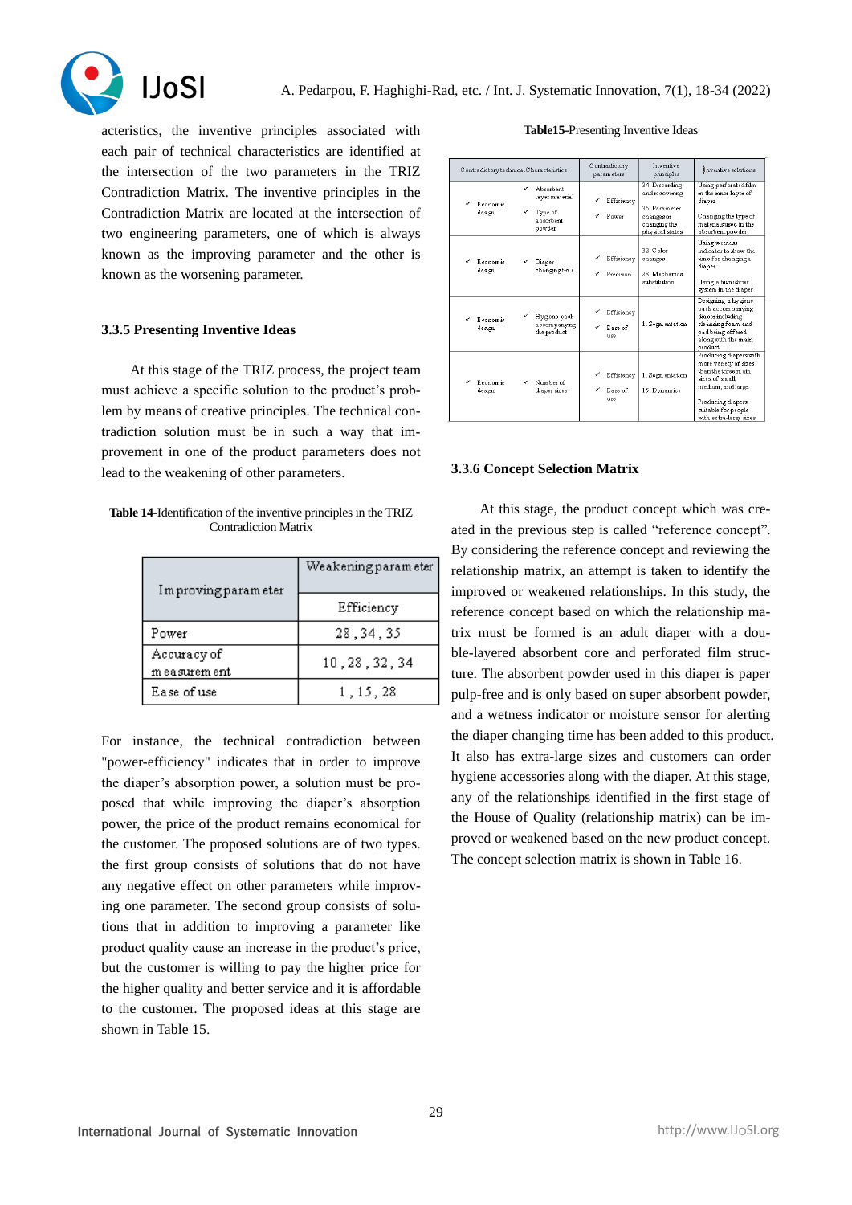acteristics, the inventive principles associated with each pair of technical characteristics are identified at the intersection of the two parameters in the TRIZ Contradiction Matrix. The inventive principles in the Contradiction Matrix are located at the intersection of two engineering parameters, one of which is always known as the improving parameter and the other is known as the worsening parameter.

### 3.3.5 Presenting Inventive Ideas

At this stage of the TRIZ process, the project team must achieve a specific solution to the product's problem by means of creative principles. The technical contradiction solution must be in such a way that improvement in one of the product parameters does not lead to the weakening of other parameters.

**Table 14**-Identification of the inventive principles in the TRIZ Contradiction Matrix

| Improving parameter | Weakening parameter |
|---|---|
| | Efficiency |
| Power | 28 , 34 , 35 |
| Accuracy of measurement | 10 , 28 , 32 , 34 |
| Ease of use | 1 , 15 , 28 |

For instance, the technical contradiction between "power-efficiency" indicates that in order to improve the diaper's absorption power, a solution must be proposed that while improving the diaper's absorption power, the price of the product remains economical for the customer. The proposed solutions are of two types. the first group consists of solutions that do not have any negative effect on other parameters while improving one parameter. The second group consists of solutions that in addition to improving a parameter like product quality cause an increase in the product's price, but the customer is willing to pay the higher price for the higher quality and better service and it is affordable to the customer. The proposed ideas at this stage are shown in Table 15.

**Table15**-Presenting Inventive Ideas

| Contradictory technical Characteristics | | Contradictory parameters | Inventive principles | Inventive solutions |
|---|---|---|---|---|
| ✓ Economic design | ✓ Absorbent layer material<br>✓ Type of absorbent powder | ✓ Efficiency<br>✓ Power | 34. Discarding and recovering<br>35. Parameter changes or changing the physical states | Using perforated film in the inner layer of diaper<br>Changing the type of materials used in the absorbent powder |
| ✓ Economic design | ✓ Diaper changing time | ✓ Efficiency<br>✓ Precision | 32. Color changes<br>28. Mechanics substitution | Using wetness indicator to show the time for changing a diaper<br>Using a humidifier system in the diaper |
| ✓ Economic design | ✓ Hygiene pack accompanying the product | ✓ Efficiency<br>✓ Ease of use | 1. Segmentation | Designing a hygiene pack accompanying diaper including cleansing foam and padding offered along with the main product |
| ✓ Economic design | ✓ Number of diaper sizes | ✓ Efficiency<br>✓ Ease of use | 1. Segmentation<br>15. Dynamics | Producing diapers with more variety of sizes than the three main sizes of small, medium, and large<br>Producing diapers suitable for people with extra-large sizes |

### 3.3.6 Concept Selection Matrix

At this stage, the product concept which was created in the previous step is called "reference concept". By considering the reference concept and reviewing the relationship matrix, an attempt is taken to identify the improved or weakened relationships. In this study, the reference concept based on which the relationship matrix must be formed is an adult diaper with a double-layered absorbent core and perforated film structure. The absorbent powder used in this diaper is paper pulp-free and is only based on super absorbent powder, and a wetness indicator or moisture sensor for alerting the diaper changing time has been added to this product. It also has extra-large sizes and customers can order hygiene accessories along with the diaper. At this stage, any of the relationships identified in the first stage of the House of Quality (relationship matrix) can be improved or weakened based on the new product concept. The concept selection matrix is shown in Table 16.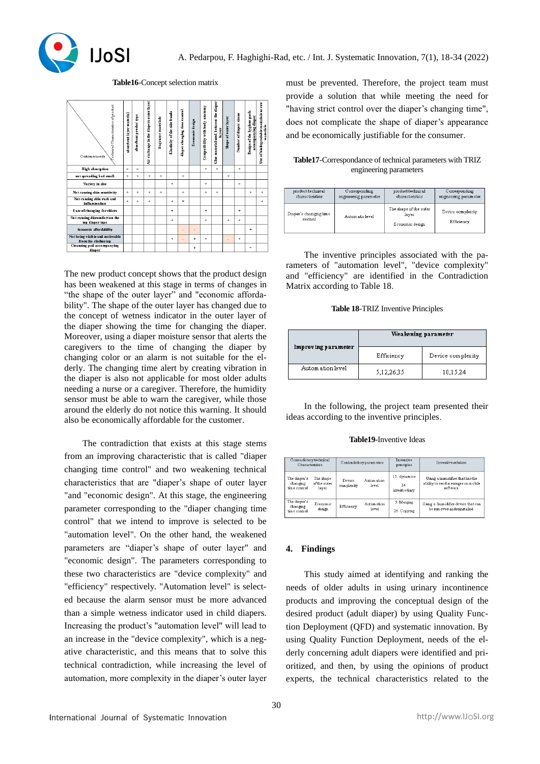**Table16**-Concept selection matrix

| Customer needs \ Technical Characteristics of product | absorbent layer material | absorbent powder type | Air exchange in the diapers outer layer | fragrance materials | Elasticity of the side bands | diaper changing time control | Economic design | Compatibility with body anatomy | Glue material used between the diaper layers | Shape of outer layer | Number of diaper sizes | Design of the hygiene pack accompanying diaper | Use of biodegradable materials as raw materials |
|---|---|---|---|---|---|---|---|---|---|---|---|---|---|
| High absorption | = | = | | | | | | + | + | | + | | |
| not spreading bad smell | + | + | + | + | | + | | | | + | | | |
| Variety in size | | | | | + | | | + | | | = | | |
| Not causing skin sensitivity | + | + | + | + | | + | | + | + | | | + | + |
| Not causing skin rash and inflammation | + | + | + | | + | = | | | | | | | + |
| Ease of changing for elders | | | | | + | | | + | | | + | | |
| Not causing discomfort on the top diaper tape | | | | | + | | | + | | + | + | | |
| Economic affordability | | | | | | - | - | | | | | + | |
| Not being visible and noticeable from the clothes top | | | | | + | - | + | + | | - | + | | |
| Cleansing pad accompanying diaper | | | | | | | + | | | | | = | |

The new product concept shows that the product design has been weakened at this stage in terms of changes in “the shape of the outer layer” and "economic affordability". The shape of the outer layer has changed due to the concept of wetness indicator in the outer layer of the diaper showing the time for changing the diaper. Moreover, using a diaper moisture sensor that alerts the caregivers to the time of changing the diaper by changing color or an alarm is not suitable for the elderly. The changing time alert by creating vibration in the diaper is also not applicable for most older adults needing a nurse or a caregiver. Therefore, the humidity sensor must be able to warn the caregiver, while those around the elderly do not notice this warning. It should also be economically affordable for the customer.

The contradiction that exists at this stage stems from an improving characteristic that is called "diaper changing time control" and two weakening technical characteristics that are "diaper’s shape of outer layer "and "economic design". At this stage, the engineering parameter corresponding to the "diaper changing time control" that we intend to improve is selected to be "automation level". On the other hand, the weakened parameters are “diaper’s shape of outer layer" and "economic design". The parameters corresponding to these two characteristics are "device complexity" and "efficiency" respectively. "Automation level" is selected because the alarm sensor must be more advanced than a simple wetness indicator used in child diapers. Increasing the product’s "automation level" will lead to an increase in the "device complexity", which is a negative characteristic, and this means that to solve this technical contradiction, while increasing the level of automation, more complexity in the diaper’s outer layer must be prevented. Therefore, the project team must provide a solution that while meeting the need for "having strict control over the diaper’s changing time", does not complicate the shape of diaper’s appearance and be economically justifiable for the consumer.

**Table17**-Correspondance of technical parameters with TRIZ engineering parameters

| product technical characteristics | Corresponding engineering parameter | product technical characteristics | Corresponding engineering parameter |
|---|---|---|---|
| Diaper's changing time control | Automatic level | The shape of the outer layer<br>Economic design | Device complexity<br>Efficiency |

The inventive principles associated with the parameters of "automation level", "device complexity" and "efficiency" are identified in the Contradiction Matrix according to Table 18.

**Table 18**-TRIZ Inventive Principles

| Improving parameter | Weakening parameter | |
|---|---|---|
| | Efficiency | Device complexity |
| Automation level | 5,12,26,35 | 10,15,24 |

In the following, the project team presented their ideas according to the inventive principles.

**Table19**-Inventive Ideas

| Contradictory technical Characteristics | | Contradictory parameters | | Inventive principles | Inventive solution |
|---|---|---|---|---|---|
| The diaper's changing time control | The shape of the outer layer | Device complexity | Automation level | 15. dynamics<br>24. intermediary | Using a humidifier that has the ability to send messages on mobile software |
| The diaper's changing time control | Economic design | Efficiency | Automation level | 5. Merging<br>26. Copying | Using a humidifier device that can be removed and reinstalled. |

## 4. Findings

This study aimed at identifying and ranking the needs of older adults in using urinary incontinence products and improving the conceptual design of the desired product (adult diaper) by using Quality Function Deployment (QFD) and systematic innovation. By using Quality Function Deployment, needs of the elderly concerning adult diapers were identified and prioritized, and then, by using the opinions of product experts, the technical characteristics related to the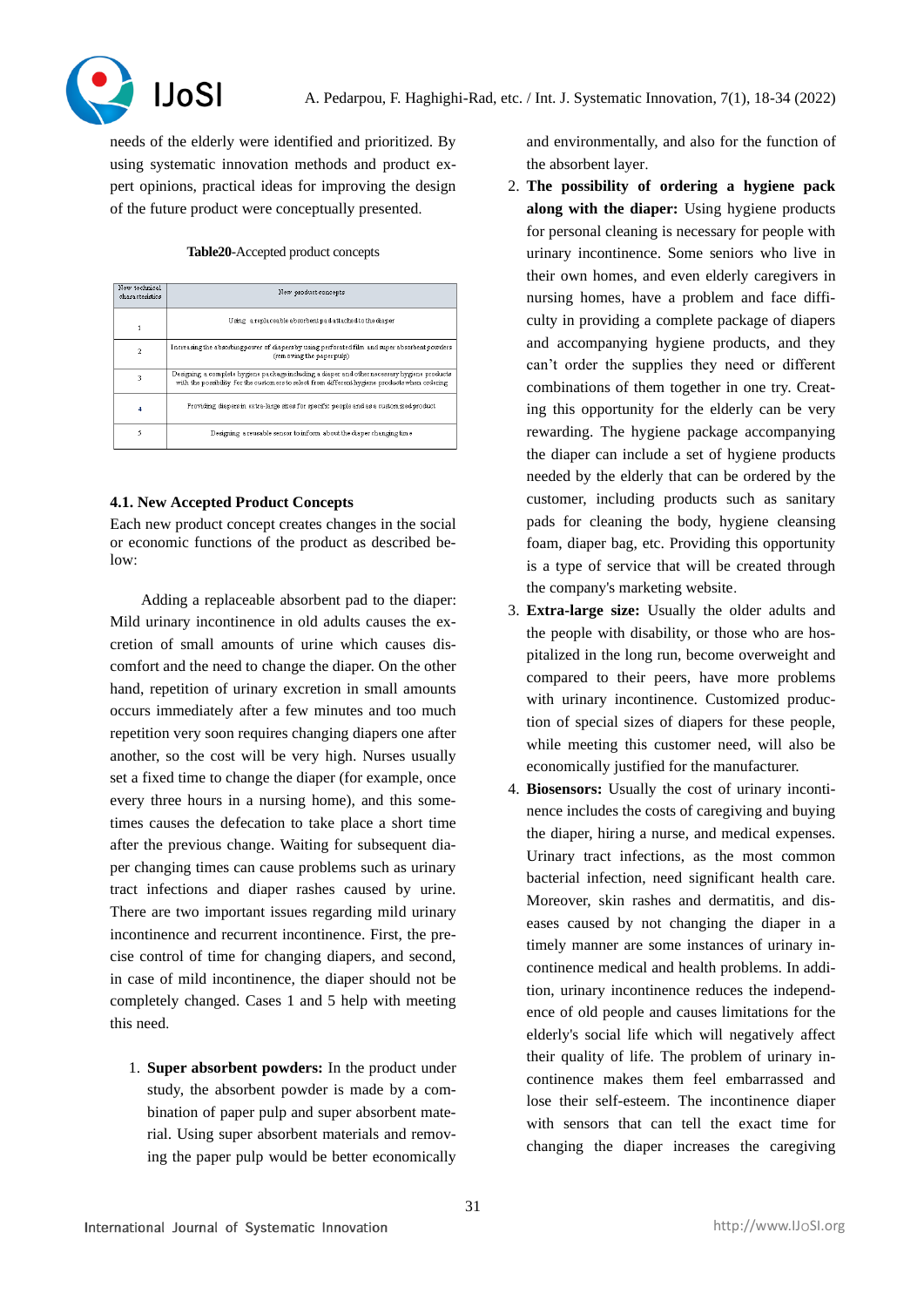needs of the elderly were identified and prioritized. By using systematic innovation methods and product expert opinions, practical ideas for improving the design of the future product were conceptually presented.

**Table20**-Accepted product concepts

| New technical characteristics | New product concepts |
|---|---|
| 1 | Using a replaceable absorbent pad attached to the diaper |
| 2 | Increasing the absorbing power of diapers by using perforated film and super absorbent powders (removing the paper pulp) |
| 3 | Designing a complete hygiene package including a diaper and other necessary hygiene products with the possibility for the customers to select from different hygiene products when ordering |
| 4 | Providing diapers in extra-large sizes for specific people and as a customized product |
| 5 | Designing a reusable sensor to inform about the diaper changing time |

### 4.1. New Accepted Product Concepts

Each new product concept creates changes in the social or economic functions of the product as described below:

Adding a replaceable absorbent pad to the diaper: Mild urinary incontinence in old adults causes the excretion of small amounts of urine which causes discomfort and the need to change the diaper. On the other hand, repetition of urinary excretion in small amounts occurs immediately after a few minutes and too much repetition very soon requires changing diapers one after another, so the cost will be very high. Nurses usually set a fixed time to change the diaper (for example, once every three hours in a nursing home), and this sometimes causes the defecation to take place a short time after the previous change. Waiting for subsequent diaper changing times can cause problems such as urinary tract infections and diaper rashes caused by urine. There are two important issues regarding mild urinary incontinence and recurrent incontinence. First, the precise control of time for changing diapers, and second, in case of mild incontinence, the diaper should not be completely changed. Cases 1 and 5 help with meeting this need.

1. **Super absorbent powders:** In the product under study, the absorbent powder is made by a combination of paper pulp and super absorbent material. Using super absorbent materials and removing the paper pulp would be better economically and environmentally, and also for the function of the absorbent layer.
2. **The possibility of ordering a hygiene pack along with the diaper:** Using hygiene products for personal cleaning is necessary for people with urinary incontinence. Some seniors who live in their own homes, and even elderly caregivers in nursing homes, have a problem and face difficulty in providing a complete package of diapers and accompanying hygiene products, and they can't order the supplies they need or different combinations of them together in one try. Creating this opportunity for the elderly can be very rewarding. The hygiene package accompanying the diaper can include a set of hygiene products needed by the elderly that can be ordered by the customer, including products such as sanitary pads for cleaning the body, hygiene cleansing foam, diaper bag, etc. Providing this opportunity is a type of service that will be created through the company's marketing website.
3. **Extra-large size:** Usually the older adults and the people with disability, or those who are hospitalized in the long run, become overweight and compared to their peers, have more problems with urinary incontinence. Customized production of special sizes of diapers for these people, while meeting this customer need, will also be economically justified for the manufacturer.
4. **Biosensors:** Usually the cost of urinary incontinence includes the costs of caregiving and buying the diaper, hiring a nurse, and medical expenses. Urinary tract infections, as the most common bacterial infection, need significant health care. Moreover, skin rashes and dermatitis, and diseases caused by not changing the diaper in a timely manner are some instances of urinary incontinence medical and health problems. In addition, urinary incontinence reduces the independence of old people and causes limitations for the elderly's social life which will negatively affect their quality of life. The problem of urinary incontinence makes them feel embarrassed and lose their self-esteem. The incontinence diaper with sensors that can tell the exact time for changing the diaper increases the caregiving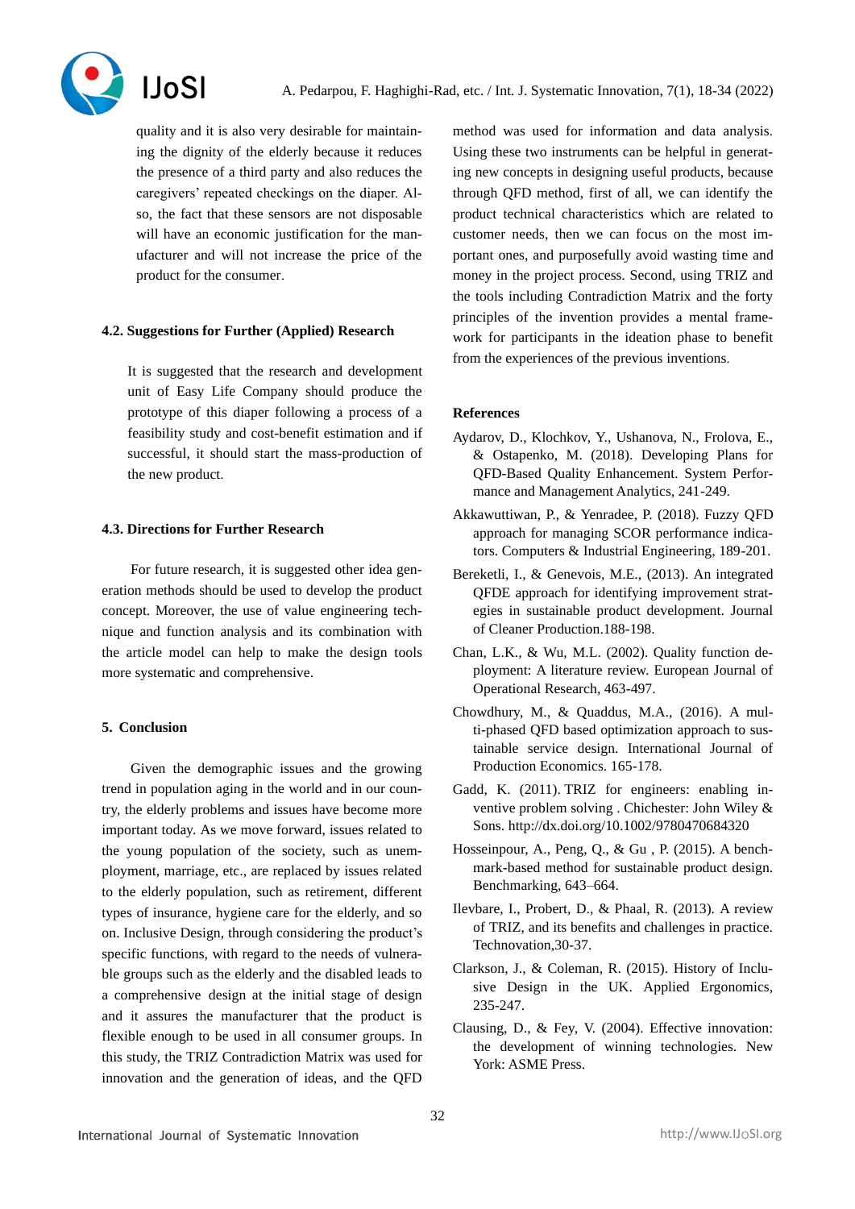quality and it is also very desirable for maintaining the dignity of the elderly because it reduces the presence of a third party and also reduces the caregivers' repeated checkings on the diaper. Also, the fact that these sensors are not disposable will have an economic justification for the manufacturer and will not increase the price of the product for the consumer.

### 4.2. Suggestions for Further (Applied) Research

It is suggested that the research and development unit of Easy Life Company should produce the prototype of this diaper following a process of a feasibility study and cost-benefit estimation and if successful, it should start the mass-production of the new product.

### 4.3. Directions for Further Research

For future research, it is suggested other idea generation methods should be used to develop the product concept. Moreover, the use of value engineering technique and function analysis and its combination with the article model can help to make the design tools more systematic and comprehensive.

## 5. Conclusion

Given the demographic issues and the growing trend in population aging in the world and in our country, the elderly problems and issues have become more important today. As we move forward, issues related to the young population of the society, such as unemployment, marriage, etc., are replaced by issues related to the elderly population, such as retirement, different types of insurance, hygiene care for the elderly, and so on. Inclusive Design, through considering the product's specific functions, with regard to the needs of vulnerable groups such as the elderly and the disabled leads to a comprehensive design at the initial stage of design and it assures the manufacturer that the product is flexible enough to be used in all consumer groups. In this study, the TRIZ Contradiction Matrix was used for innovation and the generation of ideas, and the QFD method was used for information and data analysis. Using these two instruments can be helpful in generating new concepts in designing useful products, because through QFD method, first of all, we can identify the product technical characteristics which are related to customer needs, then we can focus on the most important ones, and purposefully avoid wasting time and money in the project process. Second, using TRIZ and the tools including Contradiction Matrix and the forty principles of the invention provides a mental framework for participants in the ideation phase to benefit from the experiences of the previous inventions.

## References

Aydarov, D., Klochkov, Y., Ushanova, N., Frolova, E., & Ostapenko, M. (2018). Developing Plans for QFD-Based Quality Enhancement. System Performance and Management Analytics, 241-249.

Akkawuttiwan, P., & Yenradee, P. (2018). Fuzzy QFD approach for managing SCOR performance indicators. Computers & Industrial Engineering, 189-201.

Bereketli, I., & Genevois, M.E., (2013). An integrated QFDE approach for identifying improvement strategies in sustainable product development. Journal of Cleaner Production.188-198.

Chan, L.K., & Wu, M.L. (2002). Quality function deployment: A literature review. European Journal of Operational Research, 463-497.

Chowdhury, M., & Quaddus, M.A., (2016). A multi-phased QFD based optimization approach to sustainable service design. International Journal of Production Economics. 165-178.

Gadd, K. (2011). TRIZ for engineers: enabling inventive problem solving . Chichester: John Wiley & Sons. http://dx.doi.org/10.1002/9780470684320

Hosseinpour, A., Peng, Q., & Gu , P. (2015). A benchmark-based method for sustainable product design. Benchmarking, 643–664.

Ilevbare, I., Probert, D., & Phaal, R. (2013). A review of TRIZ, and its benefits and challenges in practice. Technovation,30-37.

Clarkson, J., & Coleman, R. (2015). History of Inclusive Design in the UK. Applied Ergonomics, 235-247.

Clausing, D., & Fey, V. (2004). Effective innovation: the development of winning technologies. New York: ASME Press.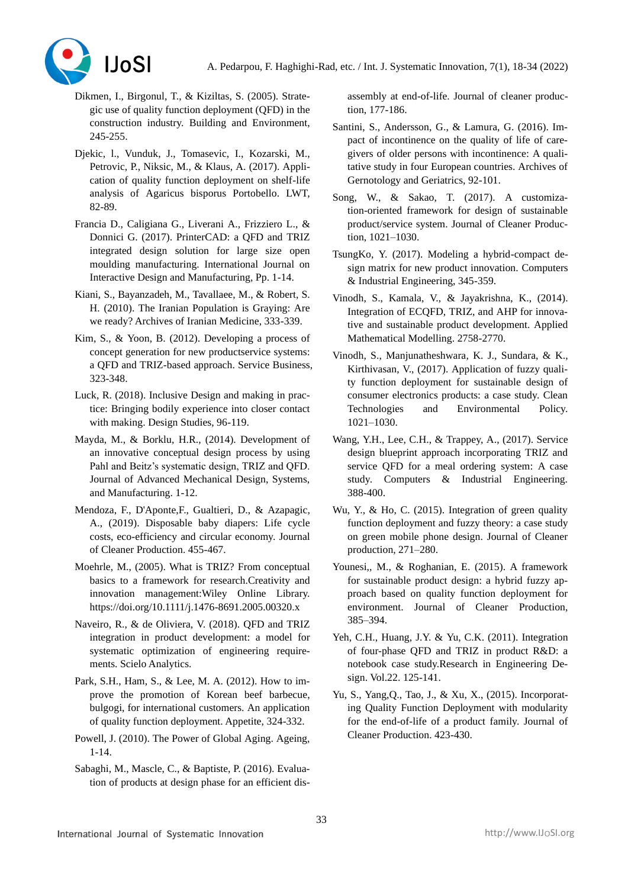Dikmen, I., Birgonul, T., & Kiziltas, S. (2005). Strategic use of quality function deployment (QFD) in the construction industry. Building and Environment, 245-255.

Djekic, l., Vunduk, J., Tomasevic, I., Kozarski, M., Petrovic, P., Niksic, M., & Klaus, A. (2017). Application of quality function deployment on shelf-life analysis of Agaricus bisporus Portobello. LWT, 82-89.

Francia D., Caligiana G., Liverani A., Frizziero L., & Donnici G. (2017). PrinterCAD: a QFD and TRIZ integrated design solution for large size open moulding manufacturing. International Journal on Interactive Design and Manufacturing, Pp. 1-14.

Kiani, S., Bayanzadeh, M., Tavallaee, M., & Robert, S. H. (2010). The Iranian Population is Graying: Are we ready? Archives of Iranian Medicine, 333-339.

Kim, S., & Yoon, B. (2012). Developing a process of concept generation for new productservice systems: a QFD and TRIZ-based approach. Service Business, 323-348.

Luck, R. (2018). Inclusive Design and making in practice: Bringing bodily experience into closer contact with making. Design Studies, 96-119.

Mayda, M., & Borklu, H.R., (2014). Development of an innovative conceptual design process by using Pahl and Beitz's systematic design, TRIZ and QFD. Journal of Advanced Mechanical Design, Systems, and Manufacturing. 1-12.

Mendoza, F., D'Aponte,F., Gualtieri, D., & Azapagic, A., (2019). Disposable baby diapers: Life cycle costs, eco-efficiency and circular economy. Journal of Cleaner Production. 455-467.

Moehrle, M., (2005). What is TRIZ? From conceptual basics to a framework for research.Creativity and innovation management:Wiley Online Library. https://doi.org/10.1111/j.1476-8691.2005.00320.x

Naveiro, R., & de Oliviera, V. (2018). QFD and TRIZ integration in product development: a model for systematic optimization of engineering requirements. Scielo Analytics.

Park, S.H., Ham, S., & Lee, M. A. (2012). How to improve the promotion of Korean beef barbecue, bulgogi, for international customers. An application of quality function deployment. Appetite, 324-332.

Powell, J. (2010). The Power of Global Aging. Ageing, 1-14.

Sabaghi, M., Mascle, C., & Baptiste, P. (2016). Evaluation of products at design phase for an efficient disassembly at end-of-life. Journal of cleaner production, 177-186.

Santini, S., Andersson, G., & Lamura, G. (2016). Impact of incontinence on the quality of life of caregivers of older persons with incontinence: A qualitative study in four European countries. Archives of Gernotology and Geriatrics, 92-101.

Song, W., & Sakao, T. (2017). A customization-oriented framework for design of sustainable product/service system. Journal of Cleaner Production, 1021–1030.

TsungKo, Y. (2017). Modeling a hybrid-compact design matrix for new product innovation. Computers & Industrial Engineering, 345-359.

Vinodh, S., Kamala, V., & Jayakrishna, K., (2014). Integration of ECQFD, TRIZ, and AHP for innovative and sustainable product development. Applied Mathematical Modelling. 2758-2770.

Vinodh, S., Manjunatheshwara, K. J., Sundara, & K., Kirthivasan, V., (2017). Application of fuzzy quality function deployment for sustainable design of consumer electronics products: a case study. Clean Technologies and Environmental Policy. 1021–1030.

Wang, Y.H., Lee, C.H., & Trappey, A., (2017). Service design blueprint approach incorporating TRIZ and service QFD for a meal ordering system: A case study. Computers & Industrial Engineering. 388-400.

Wu, Y., & Ho, C. (2015). Integration of green quality function deployment and fuzzy theory: a case study on green mobile phone design. Journal of Cleaner production, 271–280.

Younesi,, M., & Roghanian, E. (2015). A framework for sustainable product design: a hybrid fuzzy approach based on quality function deployment for environment. Journal of Cleaner Production, 385–394.

Yeh, C.H., Huang, J.Y. & Yu, C.K. (2011). Integration of four-phase QFD and TRIZ in product R&D: a notebook case study.Research in Engineering Design. Vol.22. 125-141.

Yu, S., Yang,Q., Tao, J., & Xu, X., (2015). Incorporating Quality Function Deployment with modularity for the end-of-life of a product family. Journal of Cleaner Production. 423-430.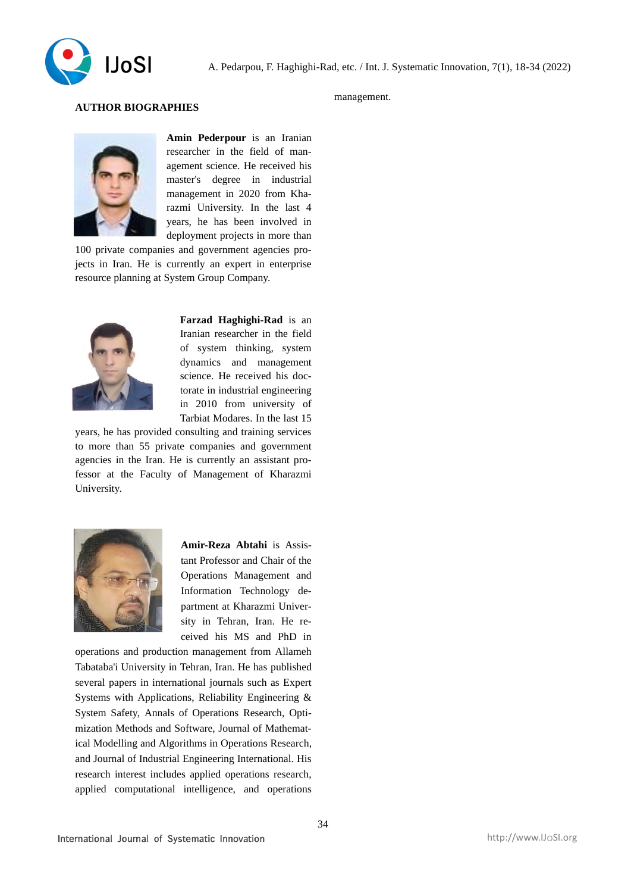## AUTHOR BIOGRAPHIES

**Amin Pederpour** is an Iranian researcher in the field of management science. He received his master's degree in industrial management in 2020 from Kharazmi University. In the last 4 years, he has been involved in deployment projects in more than 100 private companies and government agencies projects in Iran. He is currently an expert in enterprise resource planning at System Group Company.

**Farzad Haghighi-Rad** is an Iranian researcher in the field of system thinking, system dynamics and management science. He received his doctorate in industrial engineering in 2010 from university of Tarbiat Modares. In the last 15 years, he has provided consulting and training services to more than 55 private companies and government agencies in the Iran. He is currently an assistant professor at the Faculty of Management of Kharazmi University.

**Amir-Reza Abtahi** is Assistant Professor and Chair of the Operations Management and Information Technology department at Kharazmi University in Tehran, Iran. He received his MS and PhD in operations and production management from Allameh Tabataba'i University in Tehran, Iran. He has published several papers in international journals such as Expert Systems with Applications, Reliability Engineering & System Safety, Annals of Operations Research, Optimization Methods and Software, Journal of Mathematical Modelling and Algorithms in Operations Research, and Journal of Industrial Engineering International. His research interest includes applied operations research, applied computational intelligence, and operations management.